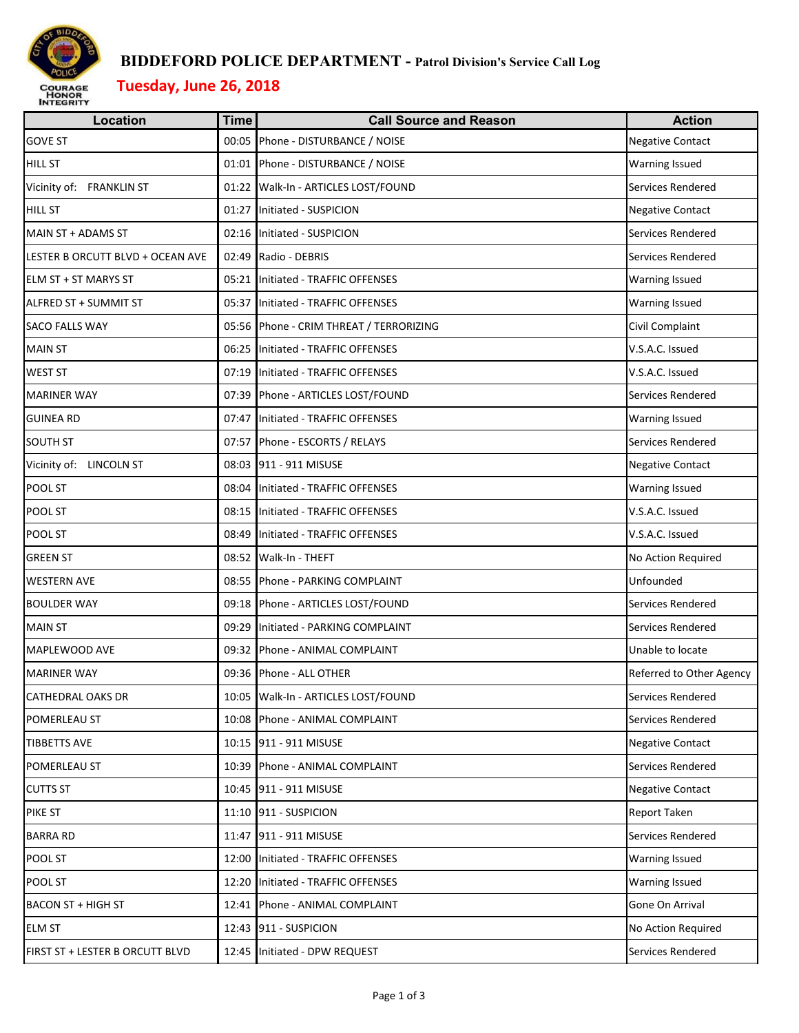# BIDDEFORD POLICE DEPARTMENT - Patrol Division's Service Call Log

## Tuesday, June 26, 2018

| Location | Time | Call Source and Reason | Action |
|---|---|---|---|
| GOVE ST | 00:05 | Phone - DISTURBANCE / NOISE | Negative Contact |
| HILL ST | 01:01 | Phone - DISTURBANCE / NOISE | Warning Issued |
| Vicinity of: FRANKLIN ST | 01:22 | Walk-In - ARTICLES LOST/FOUND | Services Rendered |
| HILL ST | 01:27 | Initiated - SUSPICION | Negative Contact |
| MAIN ST + ADAMS ST | 02:16 | Initiated - SUSPICION | Services Rendered |
| LESTER B ORCUTT BLVD + OCEAN AVE | 02:49 | Radio - DEBRIS | Services Rendered |
| ELM ST + ST MARYS ST | 05:21 | Initiated - TRAFFIC OFFENSES | Warning Issued |
| ALFRED ST + SUMMIT ST | 05:37 | Initiated - TRAFFIC OFFENSES | Warning Issued |
| SACO FALLS WAY | 05:56 | Phone - CRIM THREAT / TERRORIZING | Civil Complaint |
| MAIN ST | 06:25 | Initiated - TRAFFIC OFFENSES | V.S.A.C. Issued |
| WEST ST | 07:19 | Initiated - TRAFFIC OFFENSES | V.S.A.C. Issued |
| MARINER WAY | 07:39 | Phone - ARTICLES LOST/FOUND | Services Rendered |
| GUINEA RD | 07:47 | Initiated - TRAFFIC OFFENSES | Warning Issued |
| SOUTH ST | 07:57 | Phone - ESCORTS / RELAYS | Services Rendered |
| Vicinity of: LINCOLN ST | 08:03 | 911 - 911 MISUSE | Negative Contact |
| POOL ST | 08:04 | Initiated - TRAFFIC OFFENSES | Warning Issued |
| POOL ST | 08:15 | Initiated - TRAFFIC OFFENSES | V.S.A.C. Issued |
| POOL ST | 08:49 | Initiated - TRAFFIC OFFENSES | V.S.A.C. Issued |
| GREEN ST | 08:52 | Walk-In - THEFT | No Action Required |
| WESTERN AVE | 08:55 | Phone - PARKING COMPLAINT | Unfounded |
| BOULDER WAY | 09:18 | Phone - ARTICLES LOST/FOUND | Services Rendered |
| MAIN ST | 09:29 | Initiated - PARKING COMPLAINT | Services Rendered |
| MAPLEWOOD AVE | 09:32 | Phone - ANIMAL COMPLAINT | Unable to locate |
| MARINER WAY | 09:36 | Phone - ALL OTHER | Referred to Other Agency |
| CATHEDRAL OAKS DR | 10:05 | Walk-In - ARTICLES LOST/FOUND | Services Rendered |
| POMERLEAU ST | 10:08 | Phone - ANIMAL COMPLAINT | Services Rendered |
| TIBBETTS AVE | 10:15 | 911 - 911 MISUSE | Negative Contact |
| POMERLEAU ST | 10:39 | Phone - ANIMAL COMPLAINT | Services Rendered |
| CUTTS ST | 10:45 | 911 - 911 MISUSE | Negative Contact |
| PIKE ST | 11:10 | 911 - SUSPICION | Report Taken |
| BARRA RD | 11:47 | 911 - 911 MISUSE | Services Rendered |
| POOL ST | 12:00 | Initiated - TRAFFIC OFFENSES | Warning Issued |
| POOL ST | 12:20 | Initiated - TRAFFIC OFFENSES | Warning Issued |
| BACON ST + HIGH ST | 12:41 | Phone - ANIMAL COMPLAINT | Gone On Arrival |
| ELM ST | 12:43 | 911 - SUSPICION | No Action Required |
| FIRST ST + LESTER B ORCUTT BLVD | 12:45 | Initiated - DPW REQUEST | Services Rendered |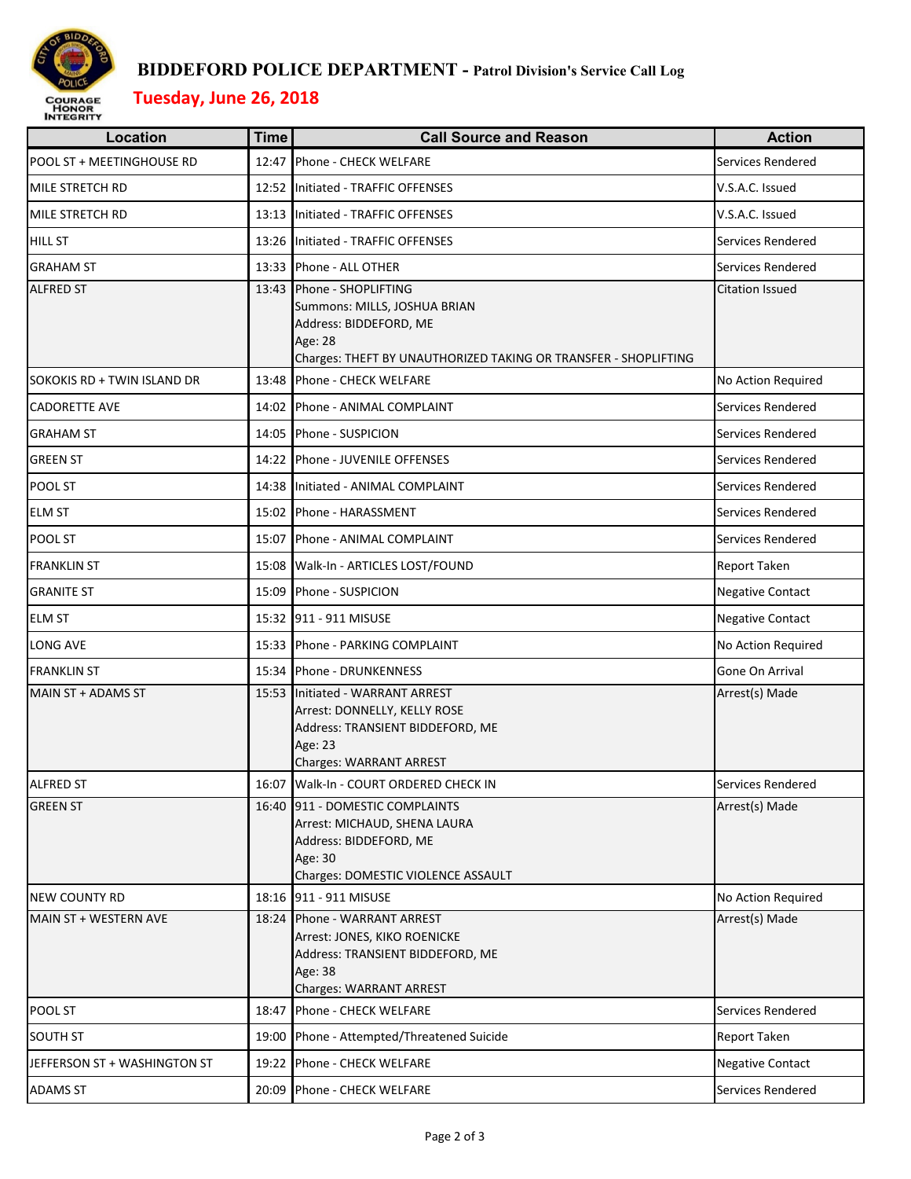# BIDDEFORD POLICE DEPARTMENT - Patrol Division's Service Call Log

## Tuesday, June 26, 2018

| Location | Time | Call Source and Reason | Action |
|---|---|---|---|
| POOL ST + MEETINGHOUSE RD | 12:47 | Phone - CHECK WELFARE | Services Rendered |
| MILE STRETCH RD | 12:52 | Initiated - TRAFFIC OFFENSES | V.S.A.C. Issued |
| MILE STRETCH RD | 13:13 | Initiated - TRAFFIC OFFENSES | V.S.A.C. Issued |
| HILL ST | 13:26 | Initiated - TRAFFIC OFFENSES | Services Rendered |
| GRAHAM ST | 13:33 | Phone - ALL OTHER | Services Rendered |
| ALFRED ST | 13:43 | Phone - SHOPLIFTING<br>Summons: MILLS, JOSHUA BRIAN<br>Address: BIDDEFORD, ME<br>Age: 28<br>Charges: THEFT BY UNAUTHORIZED TAKING OR TRANSFER - SHOPLIFTING | Citation Issued |
| SOKOKIS RD + TWIN ISLAND DR | 13:48 | Phone - CHECK WELFARE | No Action Required |
| CADORETTE AVE | 14:02 | Phone - ANIMAL COMPLAINT | Services Rendered |
| GRAHAM ST | 14:05 | Phone - SUSPICION | Services Rendered |
| GREEN ST | 14:22 | Phone - JUVENILE OFFENSES | Services Rendered |
| POOL ST | 14:38 | Initiated - ANIMAL COMPLAINT | Services Rendered |
| ELM ST | 15:02 | Phone - HARASSMENT | Services Rendered |
| POOL ST | 15:07 | Phone - ANIMAL COMPLAINT | Services Rendered |
| FRANKLIN ST | 15:08 | Walk-In - ARTICLES LOST/FOUND | Report Taken |
| GRANITE ST | 15:09 | Phone - SUSPICION | Negative Contact |
| ELM ST | 15:32 | 911 - 911 MISUSE | Negative Contact |
| LONG AVE | 15:33 | Phone - PARKING COMPLAINT | No Action Required |
| FRANKLIN ST | 15:34 | Phone - DRUNKENNESS | Gone On Arrival |
| MAIN ST + ADAMS ST | 15:53 | Initiated - WARRANT ARREST<br>Arrest: DONNELLY, KELLY ROSE<br>Address: TRANSIENT BIDDEFORD, ME<br>Age: 23<br>Charges: WARRANT ARREST | Arrest(s) Made |
| ALFRED ST | 16:07 | Walk-In - COURT ORDERED CHECK IN | Services Rendered |
| GREEN ST | 16:40 | 911 - DOMESTIC COMPLAINTS<br>Arrest: MICHAUD, SHENA LAURA<br>Address: BIDDEFORD, ME<br>Age: 30<br>Charges: DOMESTIC VIOLENCE ASSAULT | Arrest(s) Made |
| NEW COUNTY RD | 18:16 | 911 - 911 MISUSE | No Action Required |
| MAIN ST + WESTERN AVE | 18:24 | Phone - WARRANT ARREST<br>Arrest: JONES, KIKO ROENICKE<br>Address: TRANSIENT BIDDEFORD, ME<br>Age: 38<br>Charges: WARRANT ARREST | Arrest(s) Made |
| POOL ST | 18:47 | Phone - CHECK WELFARE | Services Rendered |
| SOUTH ST | 19:00 | Phone - Attempted/Threatened Suicide | Report Taken |
| JEFFERSON ST + WASHINGTON ST | 19:22 | Phone - CHECK WELFARE | Negative Contact |
| ADAMS ST | 20:09 | Phone - CHECK WELFARE | Services Rendered |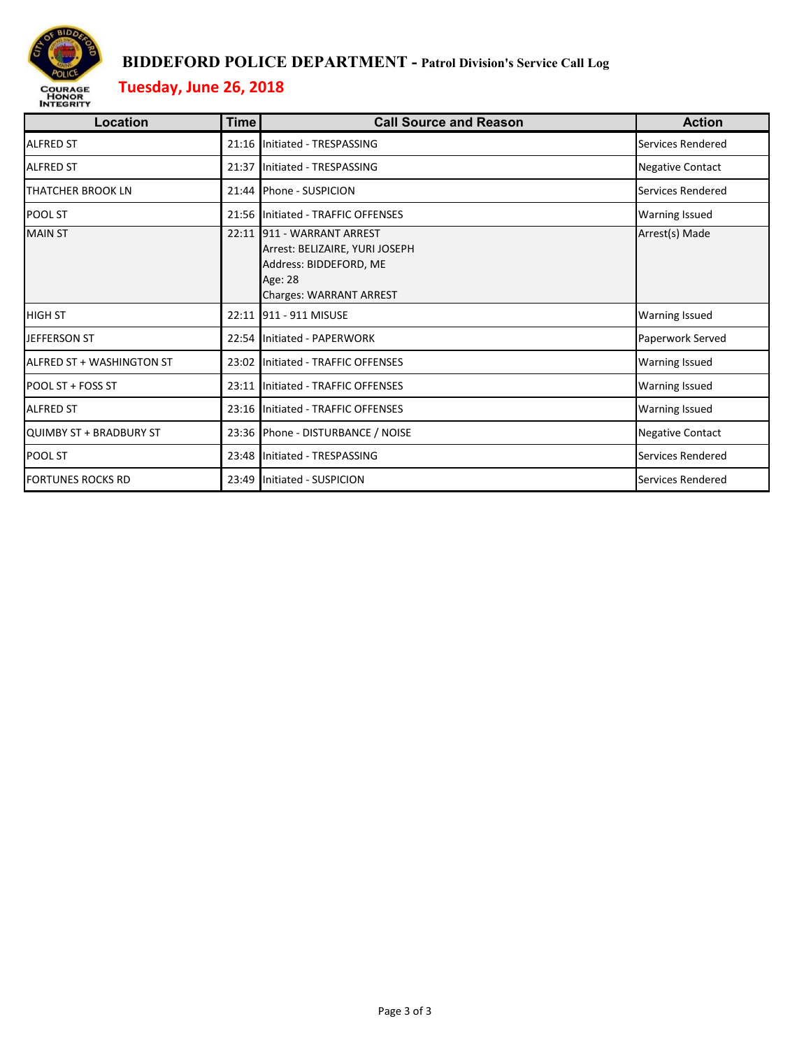# BIDDEFORD POLICE DEPARTMENT - Patrol Division's Service Call Log

## Tuesday, June 26, 2018

| Location | Time | Call Source and Reason | Action |
|---|---|---|---|
| ALFRED ST | 21:16 | Initiated - TRESPASSING | Services Rendered |
| ALFRED ST | 21:37 | Initiated - TRESPASSING | Negative Contact |
| THATCHER BROOK LN | 21:44 | Phone - SUSPICION | Services Rendered |
| POOL ST | 21:56 | Initiated - TRAFFIC OFFENSES | Warning Issued |
| MAIN ST | 22:11 | 911 - WARRANT ARREST<br>Arrest: BELIZAIRE, YURI JOSEPH<br>Address: BIDDEFORD, ME<br>Age: 28<br>Charges: WARRANT ARREST | Arrest(s) Made |
| HIGH ST | 22:11 | 911 - 911 MISUSE | Warning Issued |
| JEFFERSON ST | 22:54 | Initiated - PAPERWORK | Paperwork Served |
| ALFRED ST + WASHINGTON ST | 23:02 | Initiated - TRAFFIC OFFENSES | Warning Issued |
| POOL ST + FOSS ST | 23:11 | Initiated - TRAFFIC OFFENSES | Warning Issued |
| ALFRED ST | 23:16 | Initiated - TRAFFIC OFFENSES | Warning Issued |
| QUIMBY ST + BRADBURY ST | 23:36 | Phone - DISTURBANCE / NOISE | Negative Contact |
| POOL ST | 23:48 | Initiated - TRESPASSING | Services Rendered |
| FORTUNES ROCKS RD | 23:49 | Initiated - SUSPICION | Services Rendered |